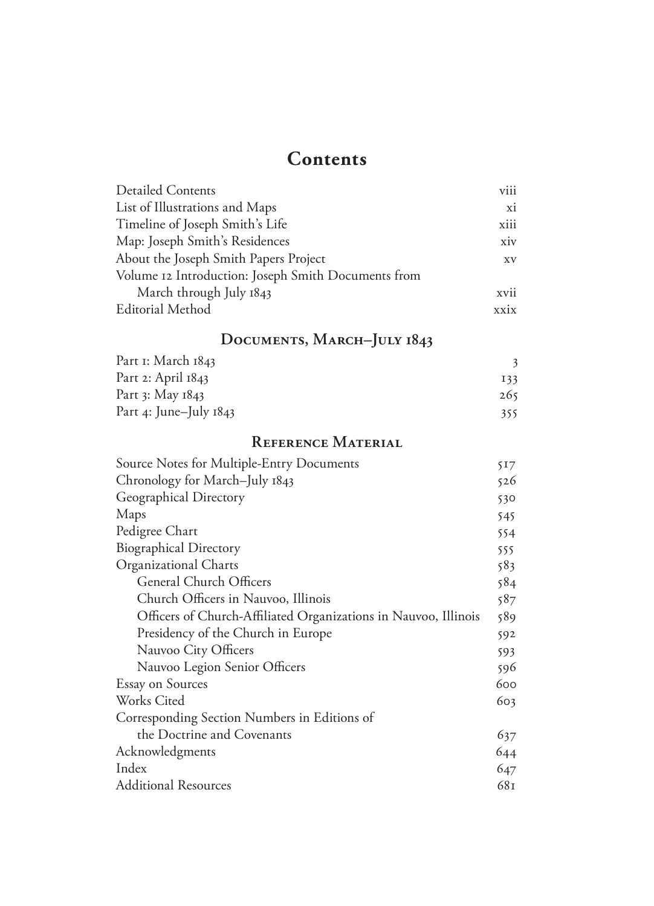# Contents

| | |
|---|---|
| Detailed Contents | viii |
| List of Illustrations and Maps | xi |
| Timeline of Joseph Smith's Life | xiii |
| Map: Joseph Smith's Residences | xiv |
| About the Joseph Smith Papers Project | xv |
| Volume 12 Introduction: Joseph Smith Documents from March through July 1843 | xvii |
| Editorial Method | xxix |

## Documents, March–July 1843

| | |
|---|---|
| Part 1: March 1843 | 3 |
| Part 2: April 1843 | 133 |
| Part 3: May 1843 | 265 |
| Part 4: June–July 1843 | 355 |

## Reference Material

| | |
|---|---|
| Source Notes for Multiple-Entry Documents | 517 |
| Chronology for March–July 1843 | 526 |
| Geographical Directory | 530 |
| Maps | 545 |
| Pedigree Chart | 554 |
| Biographical Directory | 555 |
| Organizational Charts | 583 |
| General Church Officers | 584 |
| Church Officers in Nauvoo, Illinois | 587 |
| Officers of Church-Affiliated Organizations in Nauvoo, Illinois | 589 |
| Presidency of the Church in Europe | 592 |
| Nauvoo City Officers | 593 |
| Nauvoo Legion Senior Officers | 596 |
| Essay on Sources | 600 |
| Works Cited | 603 |
| Corresponding Section Numbers in Editions of the Doctrine and Covenants | 637 |
| Acknowledgments | 644 |
| Index | 647 |
| Additional Resources | 681 |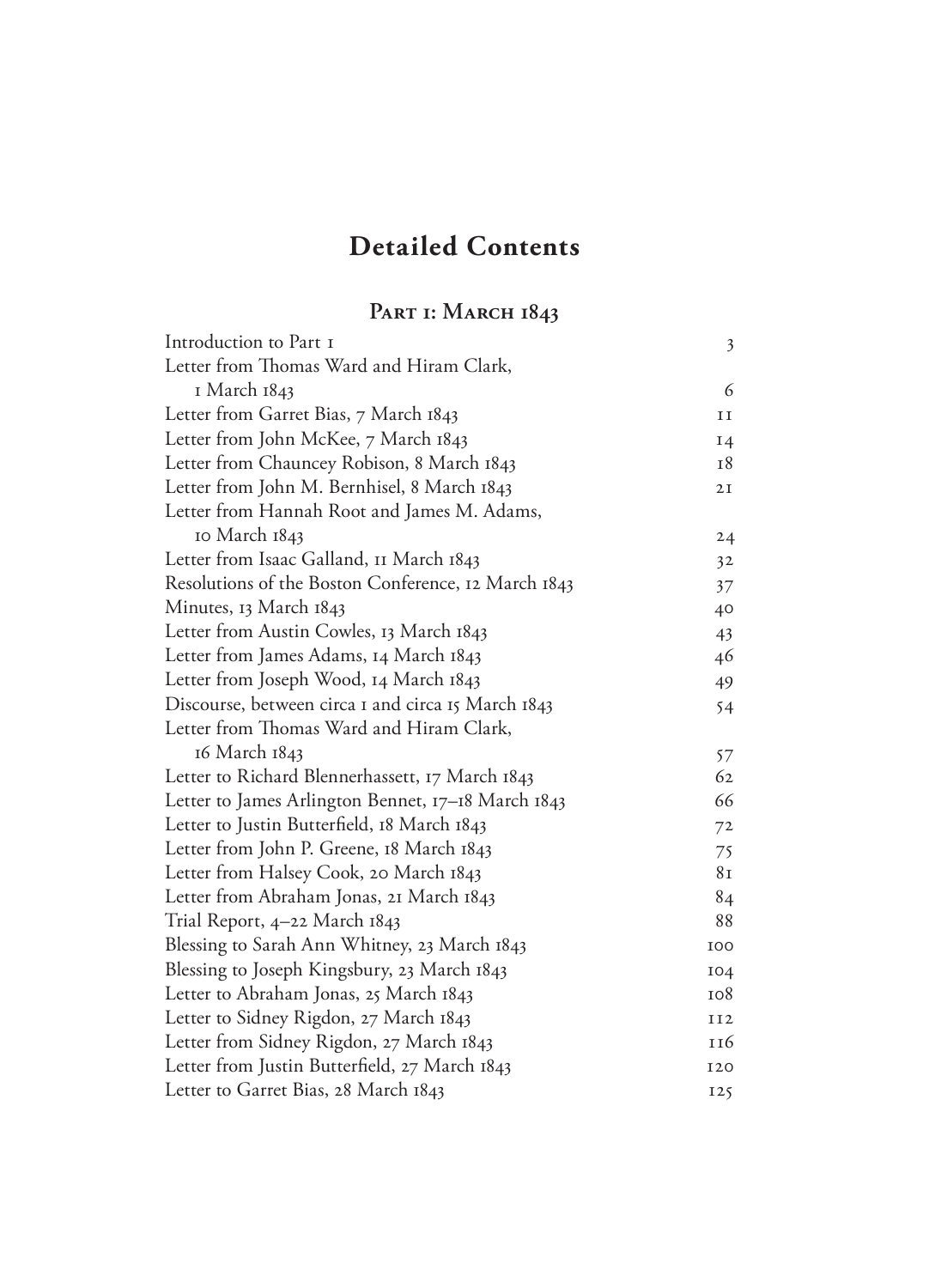# Detailed Contents

## Part 1: March 1843

| | |
|---|---|
| Introduction to Part 1 | 3 |
| Letter from Thomas Ward and Hiram Clark, 1 March 1843 | 6 |
| Letter from Garret Bias, 7 March 1843 | 11 |
| Letter from John McKee, 7 March 1843 | 14 |
| Letter from Chauncey Robison, 8 March 1843 | 18 |
| Letter from John M. Bernhisel, 8 March 1843 | 21 |
| Letter from Hannah Root and James M. Adams, 10 March 1843 | 24 |
| Letter from Isaac Galland, 11 March 1843 | 32 |
| Resolutions of the Boston Conference, 12 March 1843 | 37 |
| Minutes, 13 March 1843 | 40 |
| Letter from Austin Cowles, 13 March 1843 | 43 |
| Letter from James Adams, 14 March 1843 | 46 |
| Letter from Joseph Wood, 14 March 1843 | 49 |
| Discourse, between circa 1 and circa 15 March 1843 | 54 |
| Letter from Thomas Ward and Hiram Clark, 16 March 1843 | 57 |
| Letter to Richard Blennerhassett, 17 March 1843 | 62 |
| Letter to James Arlington Bennet, 17–18 March 1843 | 66 |
| Letter to Justin Butterfield, 18 March 1843 | 72 |
| Letter from John P. Greene, 18 March 1843 | 75 |
| Letter from Halsey Cook, 20 March 1843 | 81 |
| Letter from Abraham Jonas, 21 March 1843 | 84 |
| Trial Report, 4–22 March 1843 | 88 |
| Blessing to Sarah Ann Whitney, 23 March 1843 | 100 |
| Blessing to Joseph Kingsbury, 23 March 1843 | 104 |
| Letter to Abraham Jonas, 25 March 1843 | 108 |
| Letter to Sidney Rigdon, 27 March 1843 | 112 |
| Letter from Sidney Rigdon, 27 March 1843 | 116 |
| Letter from Justin Butterfield, 27 March 1843 | 120 |
| Letter to Garret Bias, 28 March 1843 | 125 |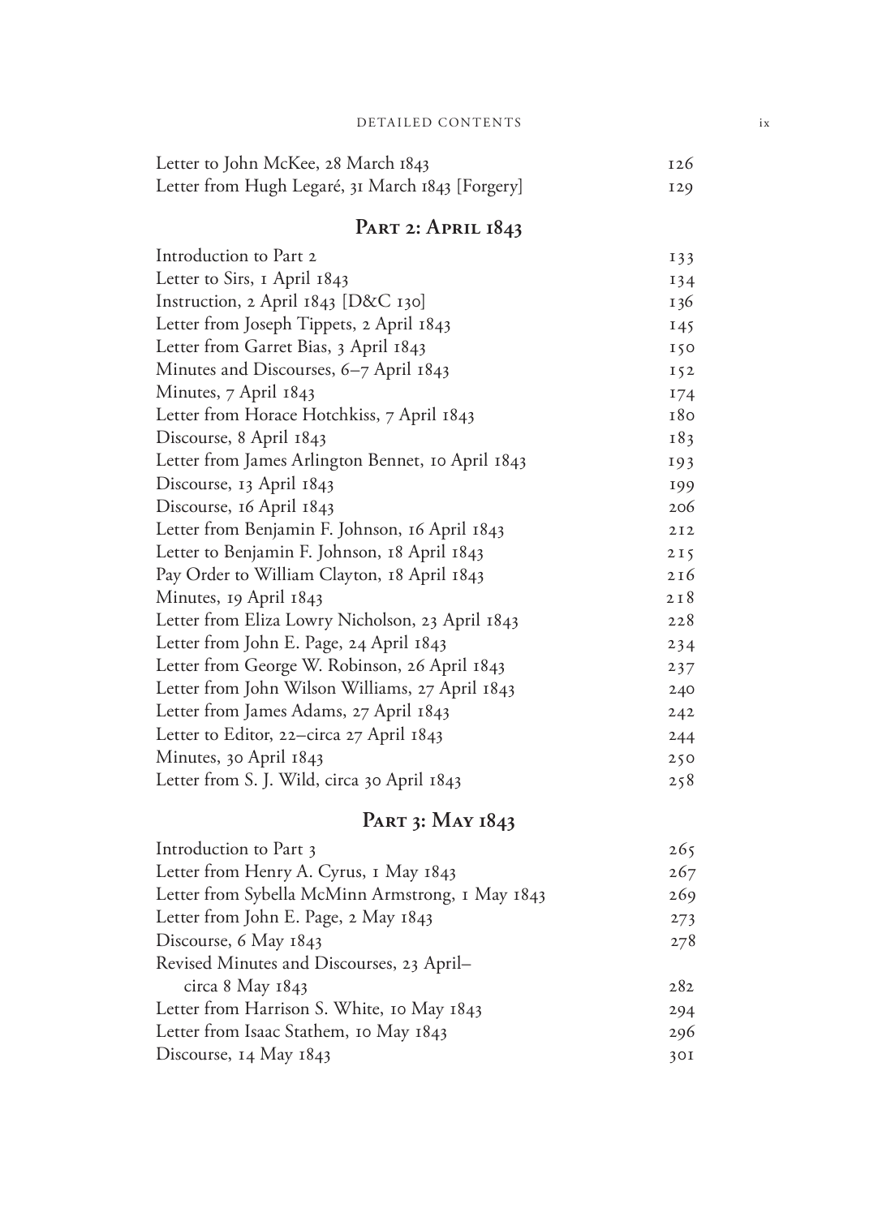| | |
|---|---|
| Letter to John McKee, 28 March 1843 | 126 |
| Letter from Hugh Legaré, 31 March 1843 [Forgery] | 129 |

## Part 2: April 1843

| | |
|---|---|
| Introduction to Part 2 | 133 |
| Letter to Sirs, 1 April 1843 | 134 |
| Instruction, 2 April 1843 [D&C 130] | 136 |
| Letter from Joseph Tippets, 2 April 1843 | 145 |
| Letter from Garret Bias, 3 April 1843 | 150 |
| Minutes and Discourses, 6–7 April 1843 | 152 |
| Minutes, 7 April 1843 | 174 |
| Letter from Horace Hotchkiss, 7 April 1843 | 180 |
| Discourse, 8 April 1843 | 183 |
| Letter from James Arlington Bennet, 10 April 1843 | 193 |
| Discourse, 13 April 1843 | 199 |
| Discourse, 16 April 1843 | 206 |
| Letter from Benjamin F. Johnson, 16 April 1843 | 212 |
| Letter to Benjamin F. Johnson, 18 April 1843 | 215 |
| Pay Order to William Clayton, 18 April 1843 | 216 |
| Minutes, 19 April 1843 | 218 |
| Letter from Eliza Lowry Nicholson, 23 April 1843 | 228 |
| Letter from John E. Page, 24 April 1843 | 234 |
| Letter from George W. Robinson, 26 April 1843 | 237 |
| Letter from John Wilson Williams, 27 April 1843 | 240 |
| Letter from James Adams, 27 April 1843 | 242 |
| Letter to Editor, 22–circa 27 April 1843 | 244 |
| Minutes, 30 April 1843 | 250 |
| Letter from S. J. Wild, circa 30 April 1843 | 258 |

## Part 3: May 1843

| | |
|---|---|
| Introduction to Part 3 | 265 |
| Letter from Henry A. Cyrus, 1 May 1843 | 267 |
| Letter from Sybella McMinn Armstrong, 1 May 1843 | 269 |
| Letter from John E. Page, 2 May 1843 | 273 |
| Discourse, 6 May 1843 | 278 |
| Revised Minutes and Discourses, 23 April–circa 8 May 1843 | 282 |
| Letter from Harrison S. White, 10 May 1843 | 294 |
| Letter from Isaac Stathem, 10 May 1843 | 296 |
| Discourse, 14 May 1843 | 301 |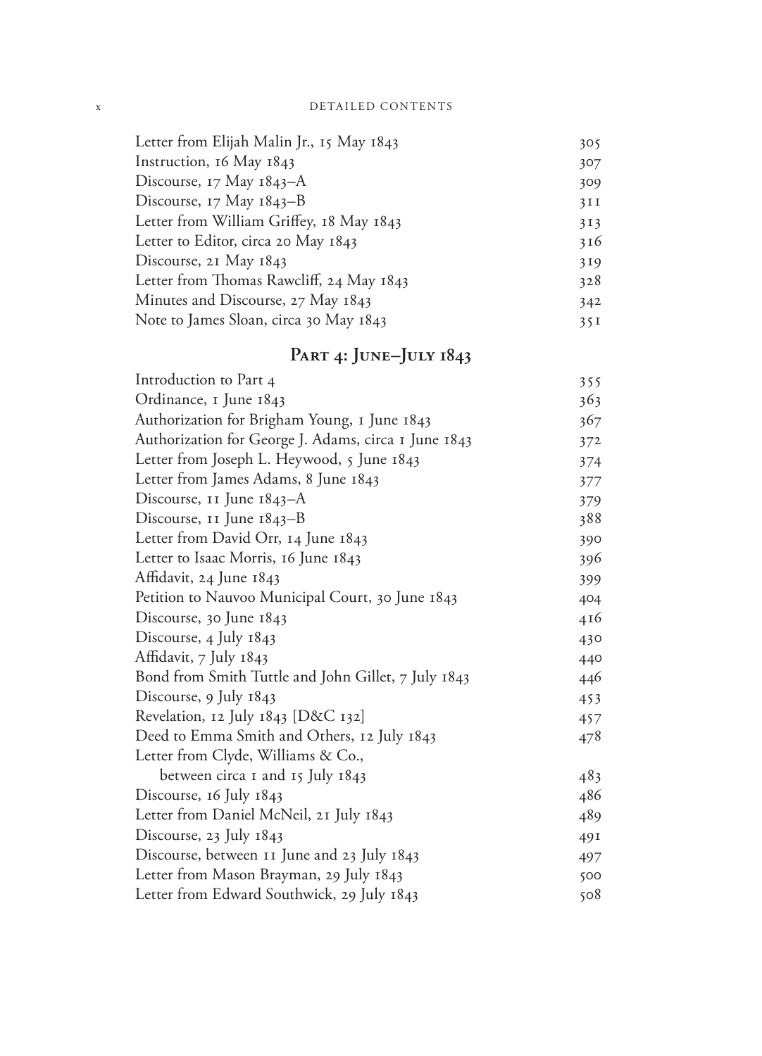| | |
|---|---|
| Letter from Elijah Malin Jr., 15 May 1843 | 305 |
| Instruction, 16 May 1843 | 307 |
| Discourse, 17 May 1843–A | 309 |
| Discourse, 17 May 1843–B | 311 |
| Letter from William Griffey, 18 May 1843 | 313 |
| Letter to Editor, circa 20 May 1843 | 316 |
| Discourse, 21 May 1843 | 319 |
| Letter from Thomas Rawcliff, 24 May 1843 | 328 |
| Minutes and Discourse, 27 May 1843 | 342 |
| Note to James Sloan, circa 30 May 1843 | 351 |

## Part 4: June–July 1843

| | |
|---|---|
| Introduction to Part 4 | 355 |
| Ordinance, 1 June 1843 | 363 |
| Authorization for Brigham Young, 1 June 1843 | 367 |
| Authorization for George J. Adams, circa 1 June 1843 | 372 |
| Letter from Joseph L. Heywood, 5 June 1843 | 374 |
| Letter from James Adams, 8 June 1843 | 377 |
| Discourse, 11 June 1843–A | 379 |
| Discourse, 11 June 1843–B | 388 |
| Letter from David Orr, 14 June 1843 | 390 |
| Letter to Isaac Morris, 16 June 1843 | 396 |
| Affidavit, 24 June 1843 | 399 |
| Petition to Nauvoo Municipal Court, 30 June 1843 | 404 |
| Discourse, 30 June 1843 | 416 |
| Discourse, 4 July 1843 | 430 |
| Affidavit, 7 July 1843 | 440 |
| Bond from Smith Tuttle and John Gillet, 7 July 1843 | 446 |
| Discourse, 9 July 1843 | 453 |
| Revelation, 12 July 1843 [D&C 132] | 457 |
| Deed to Emma Smith and Others, 12 July 1843 | 478 |
| Letter from Clyde, Williams & Co., between circa 1 and 15 July 1843 | 483 |
| Discourse, 16 July 1843 | 486 |
| Letter from Daniel McNeil, 21 July 1843 | 489 |
| Discourse, 23 July 1843 | 491 |
| Discourse, between 11 June and 23 July 1843 | 497 |
| Letter from Mason Brayman, 29 July 1843 | 500 |
| Letter from Edward Southwick, 29 July 1843 | 508 |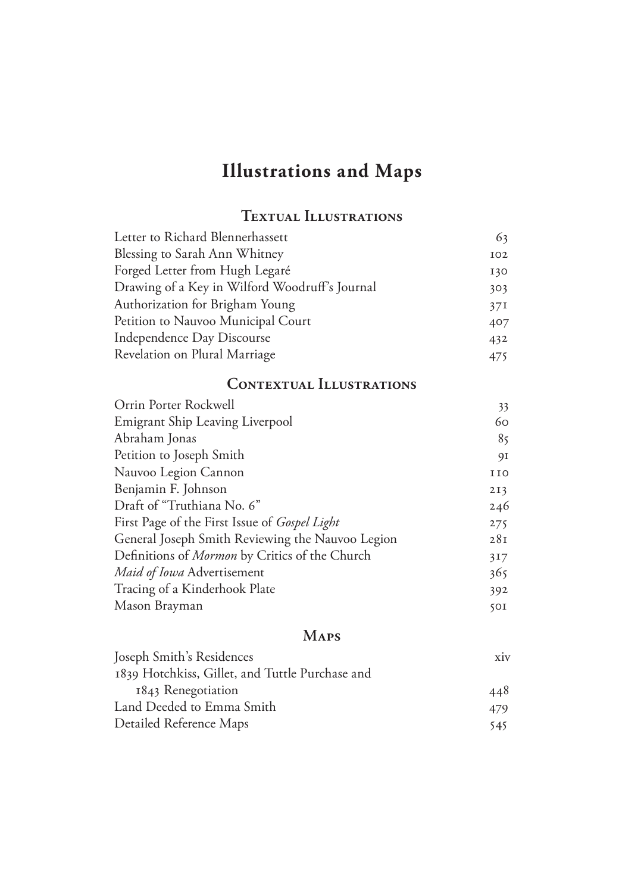# Illustrations and Maps

## Textual Illustrations

| | |
|---|---|
| Letter to Richard Blennerhassett | 63 |
| Blessing to Sarah Ann Whitney | 102 |
| Forged Letter from Hugh Legaré | 130 |
| Drawing of a Key in Wilford Woodruff's Journal | 303 |
| Authorization for Brigham Young | 371 |
| Petition to Nauvoo Municipal Court | 407 |
| Independence Day Discourse | 432 |
| Revelation on Plural Marriage | 475 |

## Contextual Illustrations

| | |
|---|---|
| Orrin Porter Rockwell | 33 |
| Emigrant Ship Leaving Liverpool | 60 |
| Abraham Jonas | 85 |
| Petition to Joseph Smith | 91 |
| Nauvoo Legion Cannon | 110 |
| Benjamin F. Johnson | 213 |
| Draft of "Truthiana No. 6" | 246 |
| First Page of the First Issue of *Gospel Light* | 275 |
| General Joseph Smith Reviewing the Nauvoo Legion | 281 |
| Definitions of *Mormon* by Critics of the Church | 317 |
| *Maid of Iowa* Advertisement | 365 |
| Tracing of a Kinderhook Plate | 392 |
| Mason Brayman | 501 |

## Maps

| | |
|---|---|
| Joseph Smith's Residences | xiv |
| 1839 Hotchkiss, Gillet, and Tuttle Purchase and 1843 Renegotiation | 448 |
| Land Deeded to Emma Smith | 479 |
| Detailed Reference Maps | 545 |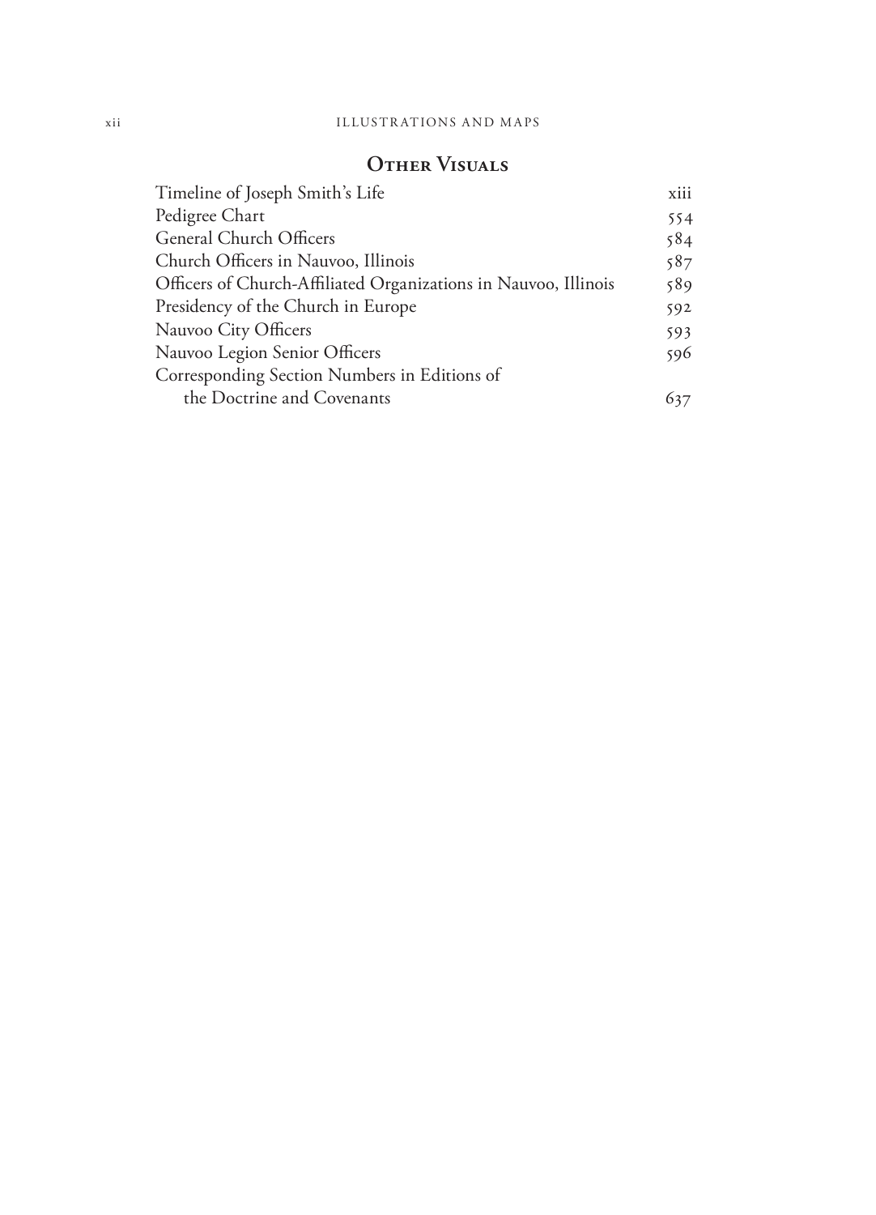## Other Visuals

| | |
|---|---|
| Timeline of Joseph Smith's Life | xiii |
| Pedigree Chart | 554 |
| General Church Officers | 584 |
| Church Officers in Nauvoo, Illinois | 587 |
| Officers of Church-Affiliated Organizations in Nauvoo, Illinois | 589 |
| Presidency of the Church in Europe | 592 |
| Nauvoo City Officers | 593 |
| Nauvoo Legion Senior Officers | 596 |
| Corresponding Section Numbers in Editions of the Doctrine and Covenants | 637 |